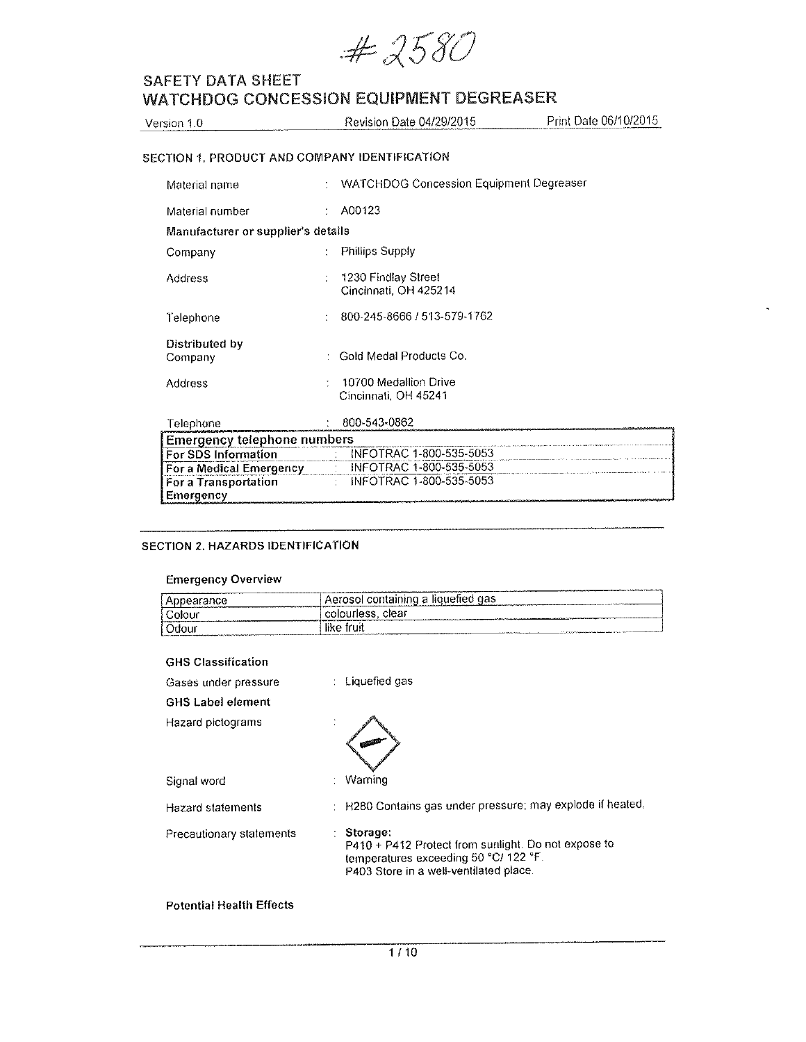#2580

# SAFETY DATA SHEET
# WATCHDOG CONCESSION EQUIPMENT DEGREASER

Version 1.0 | Revision Date 04/29/2015 | Print Date 06/10/2015

## SECTION 1. PRODUCT AND COMPANY IDENTIFICATION

Material name : WATCHDOG Concession Equipment Degreaser

Material number : A00123

**Manufacturer or supplier's details**

Company : Phillips Supply

Address : 1230 Findlay Street
Cincinnati, OH 425214

Telephone : 800-245-8666 / 513-579-1762

**Distributed by**
Company : Gold Medal Products Co.

Address : 10700 Medallion Drive
Cincinnati, OH 45241

Telephone : 800-543-0862

| Emergency telephone numbers | |
|---|---|
| **For SDS Information** | : INFOTRAC 1-800-535-5053 |
| **For a Medical Emergency** | : INFOTRAC 1-800-535-5053 |
| **For a Transportation Emergency** | : INFOTRAC 1-800-535-5053 |

## SECTION 2. HAZARDS IDENTIFICATION

### Emergency Overview

| Appearance | Aerosol containing a liquefied gas |
|---|---|
| Colour | colourless, clear |
| Odour | like fruit |

**GHS Classification**

Gases under pressure : Liquefied gas

**GHS Label element**

Hazard pictograms :

Signal word : Warning

Hazard statements : H280 Contains gas under pressure; may explode if heated.

Precautionary statements : **Storage:**
P410 + P412 Protect from sunlight. Do not expose to temperatures exceeding 50 °C/ 122 °F.
P403 Store in a well-ventilated place.

**Potential Health Effects**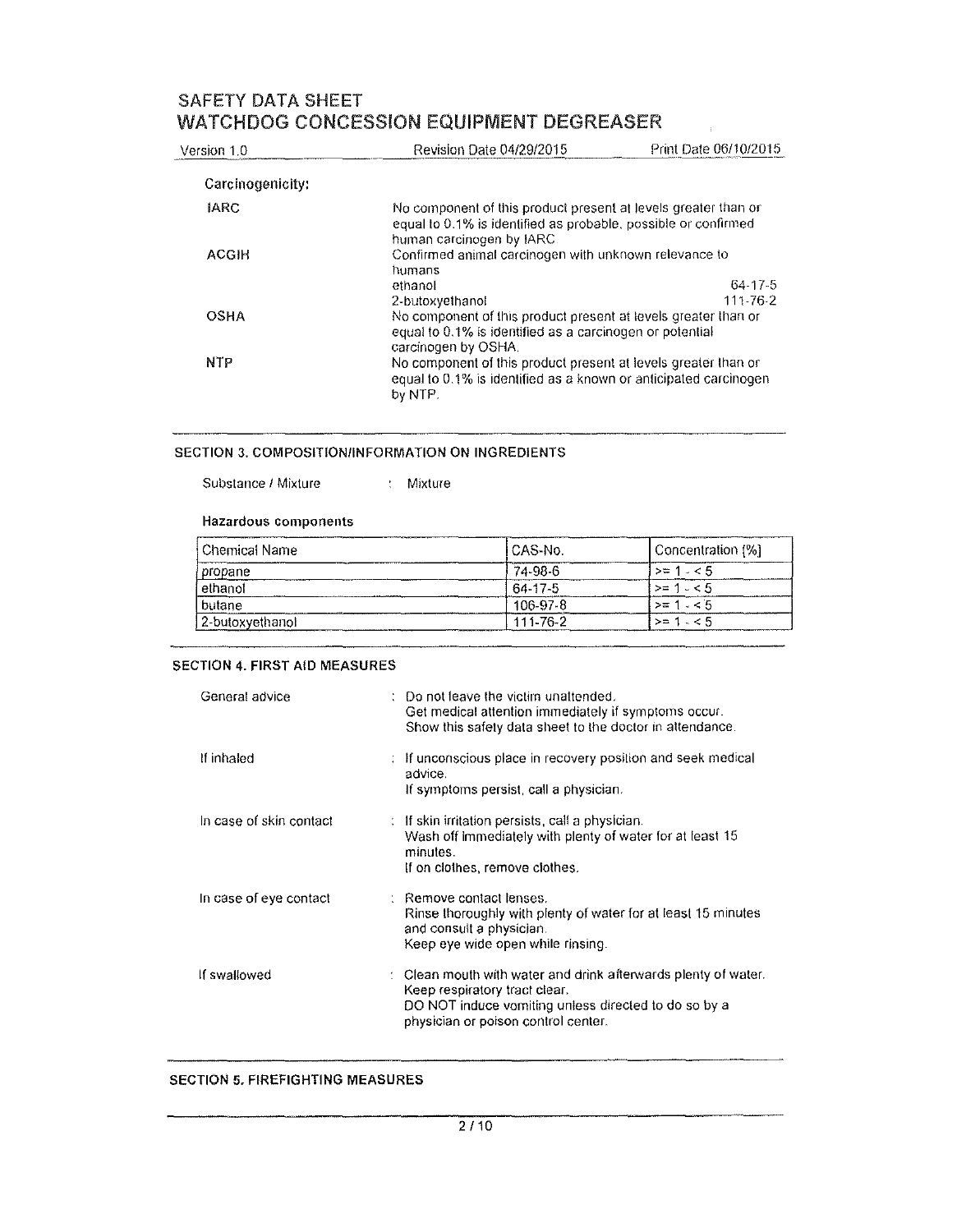**Carcinogenicity:**

| | |
|---|---|
| IARC | No component of this product present at levels greater than or equal to 0.1% is identified as probable, possible or confirmed human carcinogen by IARC |
| ACGIH | Confirmed animal carcinogen with unknown relevance to humans<br>ethanol 64-17-5<br>2-butoxyethanol 111-76-2 |
| OSHA | No component of this product present at levels greater than or equal to 0.1% is identified as a carcinogen or potential carcinogen by OSHA. |
| NTP | No component of this product present at levels greater than or equal to 0.1% is identified as a known or anticipated carcinogen by NTP. |

## SECTION 3. COMPOSITION/INFORMATION ON INGREDIENTS

Substance / Mixture : Mixture

**Hazardous components**

| Chemical Name | CAS-No. | Concentration [%] |
|---|---|---|
| propane | 74-98-6 | >= 1 - < 5 |
| ethanol | 64-17-5 | >= 1 - < 5 |
| butane | 106-97-8 | >= 1 - < 5 |
| 2-butoxyethanol | 111-76-2 | >= 1 - < 5 |

## SECTION 4. FIRST AID MEASURES

| | |
|---|---|
| General advice | : Do not leave the victim unattended.<br>Get medical attention immediately if symptoms occur.<br>Show this safety data sheet to the doctor in attendance. |
| If inhaled | : If unconscious place in recovery position and seek medical advice.<br>If symptoms persist, call a physician. |
| In case of skin contact | : If skin irritation persists, call a physician.<br>Wash off immediately with plenty of water for at least 15 minutes.<br>If on clothes, remove clothes. |
| In case of eye contact | : Remove contact lenses.<br>Rinse thoroughly with plenty of water for at least 15 minutes and consult a physician.<br>Keep eye wide open while rinsing. |
| If swallowed | : Clean mouth with water and drink afterwards plenty of water.<br>Keep respiratory tract clear.<br>DO NOT induce vomiting unless directed to do so by a physician or poison control center. |

## SECTION 5. FIREFIGHTING MEASURES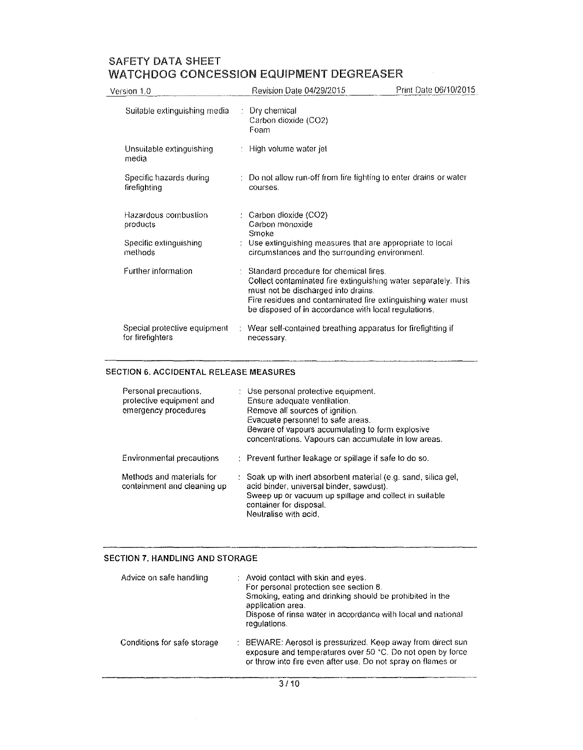| | | |
|---|---|---|
| Suitable extinguishing media | : | Dry chemical<br>Carbon dioxide ($CO_2$)<br>Foam |
| Unsuitable extinguishing media | : | High volume water jet |
| Specific hazards during firefighting | : | Do not allow run-off from fire fighting to enter drains or water courses. |
| Hazardous combustion products | : | Carbon dioxide ($CO_2$)<br>Carbon monoxide<br>Smoke |
| Specific extinguishing methods | : | Use extinguishing measures that are appropriate to local circumstances and the surrounding environment. |
| Further information | : | Standard procedure for chemical fires.<br>Collect contaminated fire extinguishing water separately. This must not be discharged into drains.<br>Fire residues and contaminated fire extinguishing water must be disposed of in accordance with local regulations. |
| Special protective equipment for firefighters | : | Wear self-contained breathing apparatus for firefighting if necessary. |

## SECTION 6. ACCIDENTAL RELEASE MEASURES

| | | |
|---|---|---|
| Personal precautions, protective equipment and emergency procedures | : | Use personal protective equipment.<br>Ensure adequate ventilation.<br>Remove all sources of ignition.<br>Evacuate personnel to safe areas.<br>Beware of vapours accumulating to form explosive concentrations. Vapours can accumulate in low areas. |
| Environmental precautions | : | Prevent further leakage or spillage if safe to do so. |
| Methods and materials for containment and cleaning up | : | Soak up with inert absorbent material (e.g. sand, silica gel, acid binder, universal binder, sawdust).<br>Sweep up or vacuum up spillage and collect in suitable container for disposal.<br>Neutralise with acid. |

## SECTION 7. HANDLING AND STORAGE

| | | |
|---|---|---|
| Advice on safe handling | : | Avoid contact with skin and eyes.<br>For personal protection see section 8.<br>Smoking, eating and drinking should be prohibited in the application area.<br>Dispose of rinse water in accordance with local and national regulations. |
| Conditions for safe storage | : | BEWARE: Aerosol is pressurized. Keep away from direct sun exposure and temperatures over 50 °C. Do not open by force or throw into fire even after use. Do not spray on flames or |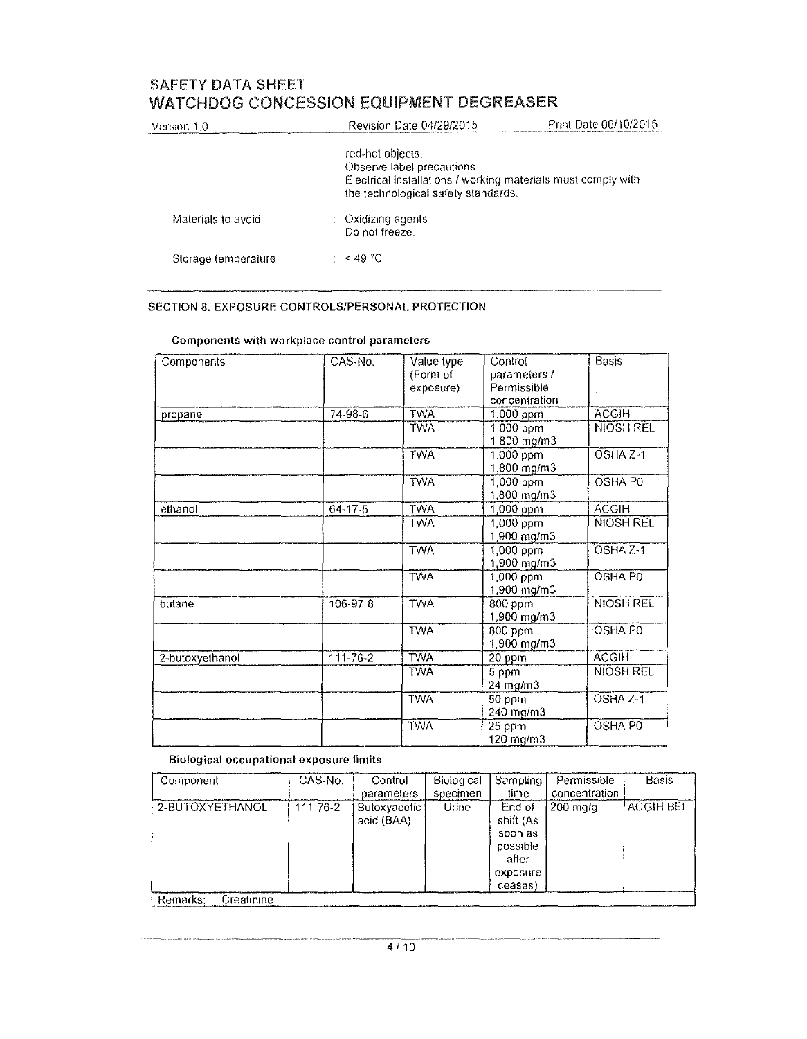red-hot objects.
Observe label precautions.
Electrical installations / working materials must comply with the technological safety standards.

Materials to avoid : Oxidizing agents
Do not freeze.

Storage temperature : < 49 °C

## SECTION 8. EXPOSURE CONTROLS/PERSONAL PROTECTION

**Components with workplace control parameters**

| Components | CAS-No. | Value type (Form of exposure) | Control parameters / Permissible concentration | Basis |
|---|---|---|---|---|
| propane | 74-98-6 | TWA | 1,000 ppm | ACGIH |
| | | TWA | 1,000 ppm 1,800 mg/m3 | NIOSH REL |
| | | TWA | 1,000 ppm 1,800 mg/m3 | OSHA Z-1 |
| | | TWA | 1,000 ppm 1,800 mg/m3 | OSHA P0 |
| ethanol | 64-17-5 | TWA | 1,000 ppm | ACGIH |
| | | TWA | 1,000 ppm 1,900 mg/m3 | NIOSH REL |
| | | TWA | 1,000 ppm 1,900 mg/m3 | OSHA Z-1 |
| | | TWA | 1,000 ppm 1,900 mg/m3 | OSHA P0 |
| butane | 106-97-8 | TWA | 800 ppm 1,900 mg/m3 | NIOSH REL |
| | | TWA | 800 ppm 1,900 mg/m3 | OSHA P0 |
| 2-butoxyethanol | 111-76-2 | TWA | 20 ppm | ACGIH |
| | | TWA | 5 ppm 24 mg/m3 | NIOSH REL |
| | | TWA | 50 ppm 240 mg/m3 | OSHA Z-1 |
| | | TWA | 25 ppm 120 mg/m3 | OSHA P0 |

**Biological occupational exposure limits**

| Component | CAS-No. | Control parameters | Biological specimen | Sampling time | Permissible concentration | Basis |
|---|---|---|---|---|---|---|
| 2-BUTOXYETHANOL | 111-76-2 | Butoxyacetic acid (BAA) | Urine | End of shift (As soon as possible after exposure ceases) | 200 mg/g | ACGIH BEI |
| Remarks: Creatinine | | | | | | |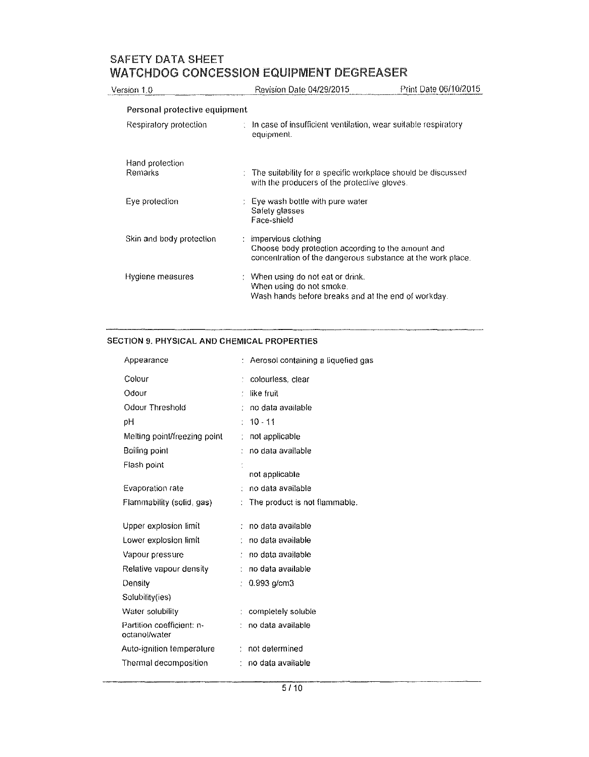**Personal protective equipment**

| | |
|---|---|
| Respiratory protection | : In case of insufficient ventilation, wear suitable respiratory equipment. |
| Hand protection | |
| Remarks | : The suitability for a specific workplace should be discussed with the producers of the protective gloves. |
| Eye protection | : Eye wash bottle with pure water<br>Safety glasses<br>Face-shield |
| Skin and body protection | : impervious clothing<br>Choose body protection according to the amount and concentration of the dangerous substance at the work place. |
| Hygiene measures | : When using do not eat or drink.<br>When using do not smoke.<br>Wash hands before breaks and at the end of workday. |

## SECTION 9. PHYSICAL AND CHEMICAL PROPERTIES

| | |
|---|---|
| Appearance | : Aerosol containing a liquefied gas |
| Colour | : colourless, clear |
| Odour | : like fruit |
| Odour Threshold | : no data available |
| pH | : 10 - 11 |
| Melting point/freezing point | : not applicable |
| Boiling point | : no data available |
| Flash point | : not applicable |
| Evaporation rate | : no data available |
| Flammability (solid, gas) | : The product is not flammable. |
| Upper explosion limit | : no data available |
| Lower explosion limit | : no data available |
| Vapour pressure | : no data available |
| Relative vapour density | : no data available |
| Density | : 0.993 g/cm3 |
| Solubility(ies) | |
| Water solubility | : completely soluble |
| Partition coefficient: n-octanol/water | : no data available |
| Auto-ignition temperature | : not determined |
| Thermal decomposition | : no data available |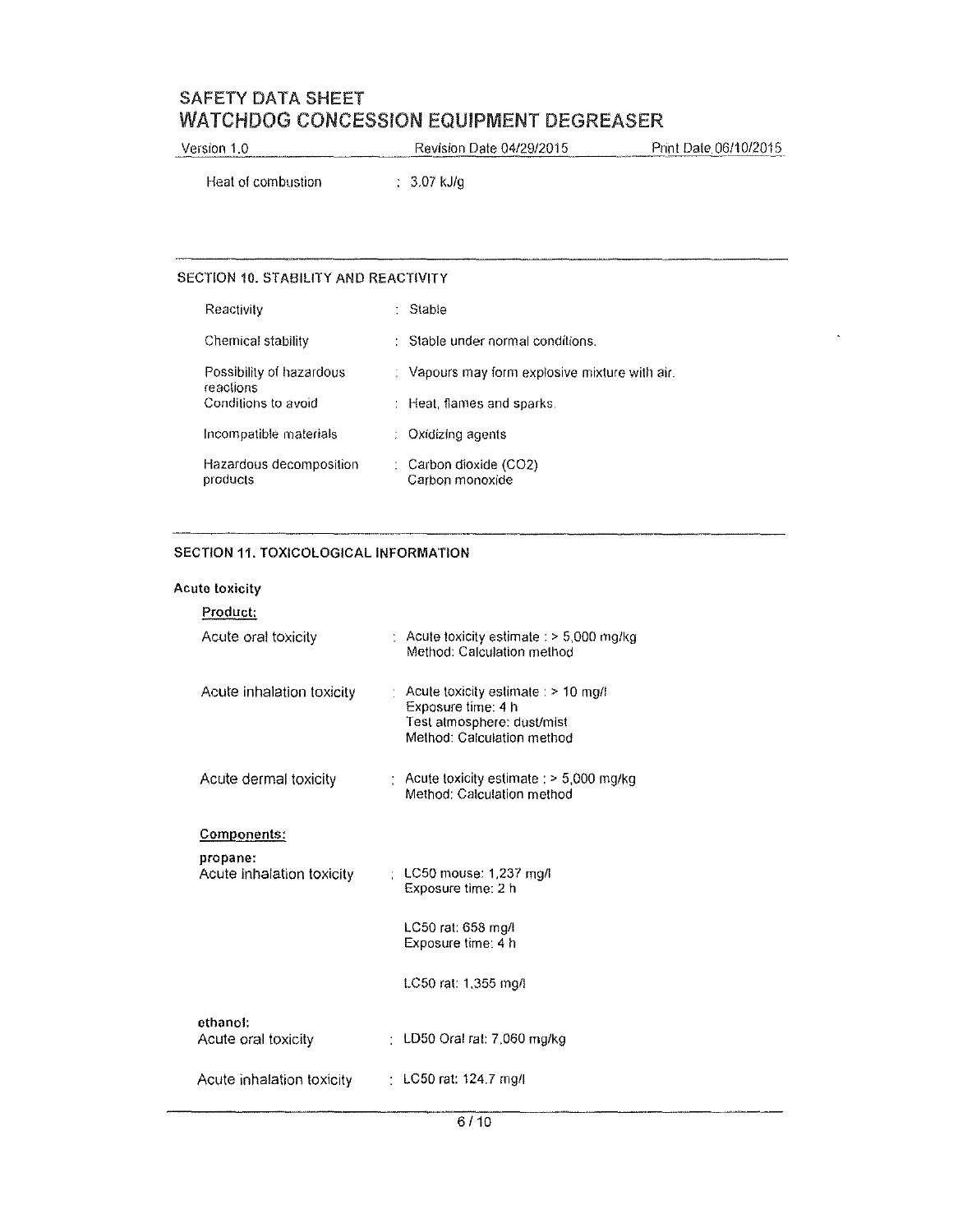| | |
|---|---|
| Heat of combustion | : 3.07 kJ/g |

## SECTION 10. STABILITY AND REACTIVITY

| | |
|---|---|
| Reactivity | : Stable |
| Chemical stability | : Stable under normal conditions. |
| Possibility of hazardous reactions | : Vapours may form explosive mixture with air. |
| Conditions to avoid | : Heat, flames and sparks. |
| Incompatible materials | : Oxidizing agents |
| Hazardous decomposition products | : Carbon dioxide ($CO_2$)<br>Carbon monoxide |

## SECTION 11. TOXICOLOGICAL INFORMATION

**Acute toxicity**

**Product:**

| | |
|---|---|
| Acute oral toxicity | : Acute toxicity estimate : > 5,000 mg/kg<br>Method: Calculation method |
| Acute inhalation toxicity | : Acute toxicity estimate : > 10 mg/l<br>Exposure time: 4 h<br>Test atmosphere: dust/mist<br>Method: Calculation method |
| Acute dermal toxicity | : Acute toxicity estimate : > 5,000 mg/kg<br>Method: Calculation method |

**Components:**

**propane:**

| | |
|---|---|
| Acute inhalation toxicity | : LC50 mouse: 1,237 mg/l<br>Exposure time: 2 h |
| | LC50 rat: 658 mg/l<br>Exposure time: 4 h |
| | LC50 rat: 1,355 mg/l |

**ethanol:**

| | |
|---|---|
| Acute oral toxicity | : LD50 Oral rat: 7,060 mg/kg |
| Acute inhalation toxicity | : LC50 rat: 124.7 mg/l |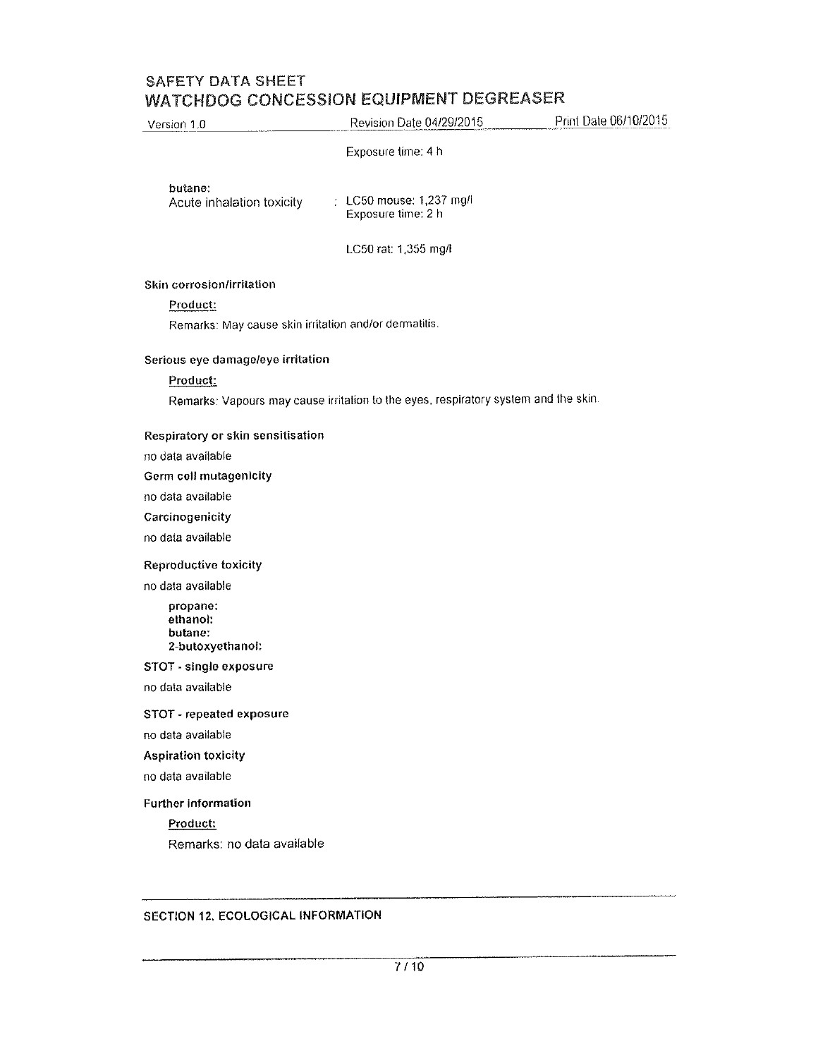Exposure time: 4 h

**butane:**

Acute inhalation toxicity : LC50 mouse: 1,237 mg/l
Exposure time: 2 h

LC50 rat: 1,355 mg/l

**Skin corrosion/irritation**

Product:

Remarks: May cause skin irritation and/or dermatitis.

**Serious eye damage/eye irritation**

Product:

Remarks: Vapours may cause irritation to the eyes, respiratory system and the skin.

**Respiratory or skin sensitisation**

no data available

**Germ cell mutagenicity**

no data available

**Carcinogenicity**

no data available

**Reproductive toxicity**

no data available

**propane:**
**ethanol:**
**butane:**
**2-butoxyethanol:**

**STOT - single exposure**

no data available

**STOT - repeated exposure**

no data available

**Aspiration toxicity**

no data available

**Further information**

Product:

Remarks: no data available

## SECTION 12. ECOLOGICAL INFORMATION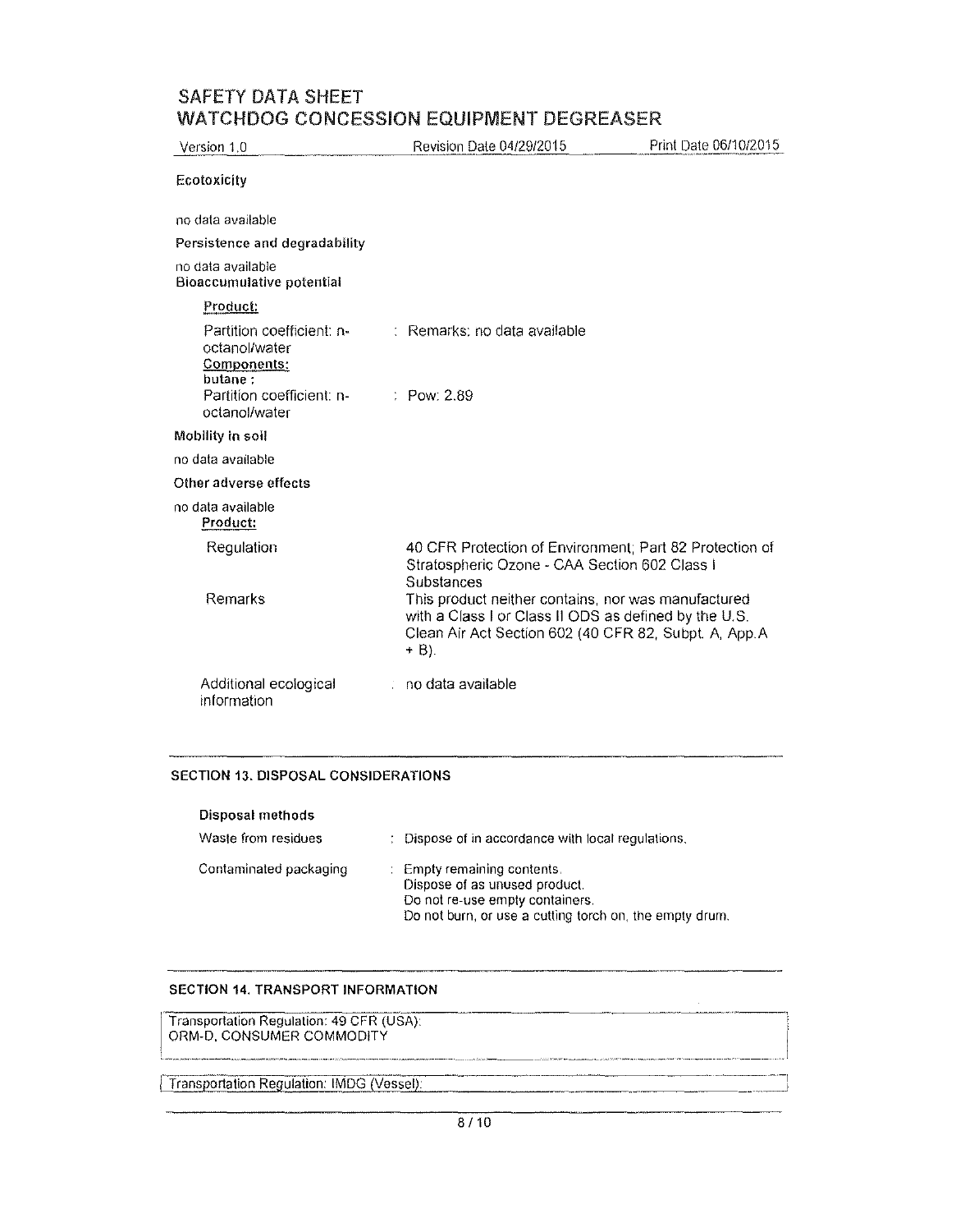**Ecotoxicity**

no data available

**Persistence and degradability**

no data available

**Bioaccumulative potential**

**Product:**

| | |
|---|---|
| Partition coefficient: n-octanol/water | : Remarks: no data available |

**Components:**

**butane :**

| | |
|---|---|
| Partition coefficient: n-octanol/water | : Pow: 2.89 |

**Mobility in soil**

no data available

**Other adverse effects**

no data available

**Product:**

| | |
|---|---|
| Regulation | 40 CFR Protection of Environment; Part 82 Protection of Stratospheric Ozone - CAA Section 602 Class I Substances |
| Remarks | This product neither contains, nor was manufactured with a Class I or Class II ODS as defined by the U.S. Clean Air Act Section 602 (40 CFR 82, Subpt. A, App.A + B). |
| Additional ecological information | : no data available |

## SECTION 13. DISPOSAL CONSIDERATIONS

**Disposal methods**

| | |
|---|---|
| Waste from residues | : Dispose of in accordance with local regulations. |
| Contaminated packaging | : Empty remaining contents. Dispose of as unused product. Do not re-use empty containers. Do not burn, or use a cutting torch on, the empty drum. |

## SECTION 14. TRANSPORT INFORMATION

Transportation Regulation: 49 CFR (USA):
ORM-D, CONSUMER COMMODITY

Transportation Regulation: IMDG (Vessel):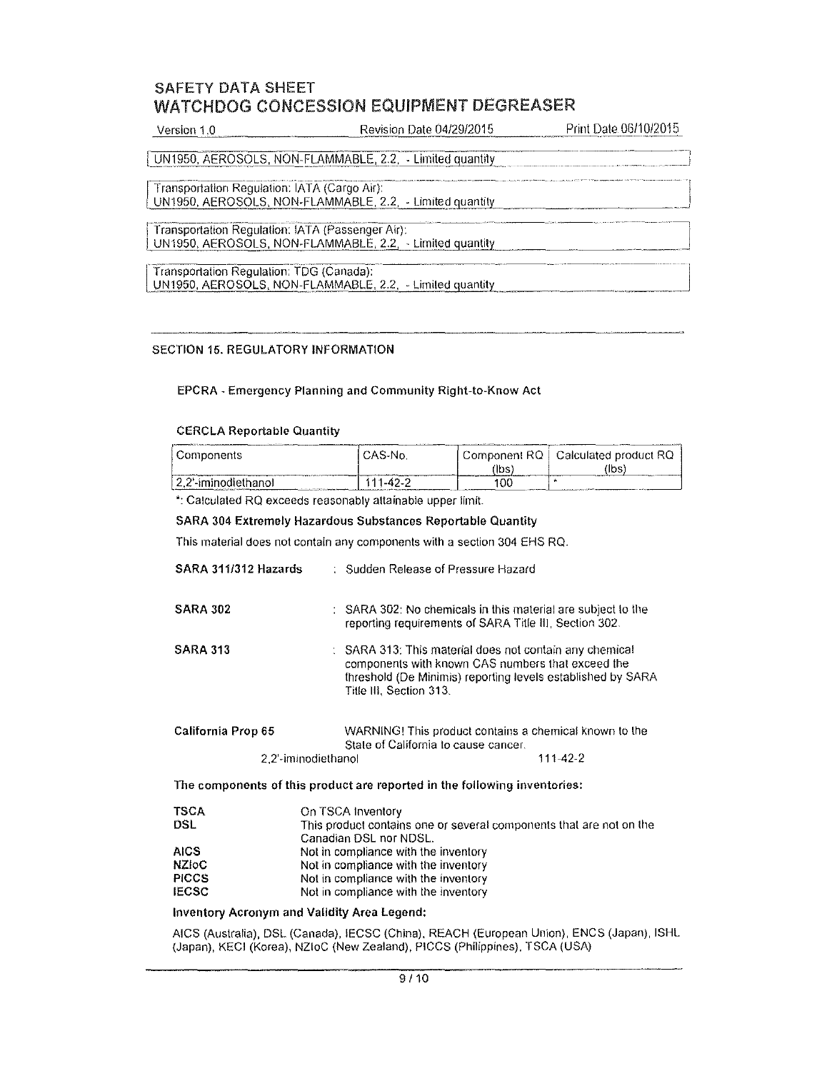UN1950, AEROSOLS, NON-FLAMMABLE, 2.2, - Limited quantity

Transportation Regulation: IATA (Cargo Air):
UN1950, AEROSOLS, NON-FLAMMABLE, 2.2, - Limited quantity

Transportation Regulation: IATA (Passenger Air):
UN1950, AEROSOLS, NON-FLAMMABLE, 2.2, - Limited quantity

Transportation Regulation: TDG (Canada):
UN1950, AEROSOLS, NON-FLAMMABLE, 2.2, - Limited quantity

## SECTION 15. REGULATORY INFORMATION

**EPCRA - Emergency Planning and Community Right-to-Know Act**

**CERCLA Reportable Quantity**

| Components | CAS-No. | Component RQ (lbs) | Calculated product RQ (lbs) |
|---|---|---|---|
| 2,2'-iminodiethanol | 111-42-2 | 100 | * |

*: Calculated RQ exceeds reasonably attainable upper limit.

**SARA 304 Extremely Hazardous Substances Reportable Quantity**

This material does not contain any components with a section 304 EHS RQ.

**SARA 311/312 Hazards** : Sudden Release of Pressure Hazard

**SARA 302** : SARA 302: No chemicals in this material are subject to the reporting requirements of SARA Title III, Section 302.

**SARA 313** : SARA 313: This material does not contain any chemical components with known CAS numbers that exceed the threshold (De Minimis) reporting levels established by SARA Title III, Section 313.

**California Prop 65** WARNING! This product contains a chemical known to the State of California to cause cancer.

2,2'-iminodiethanol 111-42-2

**The components of this product are reported in the following inventories:**

| | |
|---|---|
| **TSCA** | On TSCA Inventory |
| **DSL** | This product contains one or several components that are not on the Canadian DSL nor NDSL. |
| **AICS** | Not in compliance with the inventory |
| **NZIoC** | Not in compliance with the inventory |
| **PICCS** | Not in compliance with the inventory |
| **IECSC** | Not in compliance with the inventory |

**Inventory Acronym and Validity Area Legend:**

AICS (Australia), DSL (Canada), IECSC (China), REACH (European Union), ENCS (Japan), ISHL (Japan), KECI (Korea), NZIoC (New Zealand), PICCS (Philippines), TSCA (USA)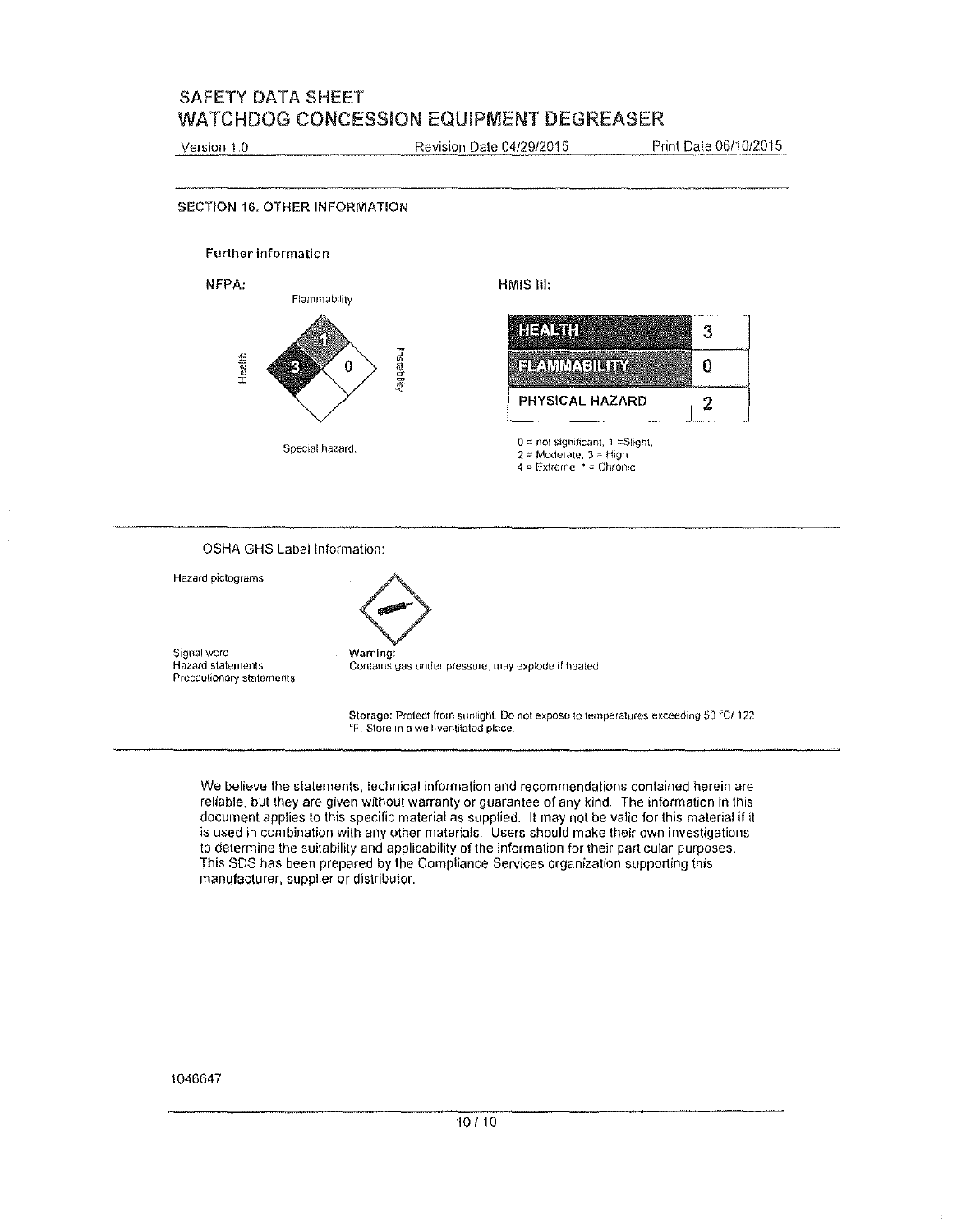## SECTION 16. OTHER INFORMATION

### Further information

**NFPA:**

Flammability

Health

Instability

1

3

0

Special hazard.

**HMIS III:**

| | |
|---|---|
| HEALTH | 3 |
| FLAMMABILITY | 0 |
| PHYSICAL HAZARD | 2 |

0 = not significant, 1 =Slight,
2 = Moderate, 3 = High
4 = Extreme, * = Chronic

---

OSHA GHS Label Information:

Hazard pictograms :

Signal word : **Warning:**

Hazard statements : Contains gas under pressure; may explode if heated

Precautionary statements

**Storage:** Protect from sunlight. Do not expose to temperatures exceeding 50 °C/ 122 °F. Store in a well-ventilated place.

---

We believe the statements, technical information and recommendations contained herein are reliable, but they are given without warranty or guarantee of any kind. The information in this document applies to this specific material as supplied. It may not be valid for this material if it is used in combination with any other materials. Users should make their own investigations to determine the suitability and applicability of the information for their particular purposes. This SDS has been prepared by the Compliance Services organization supporting this manufacturer, supplier or distributor.

1046647